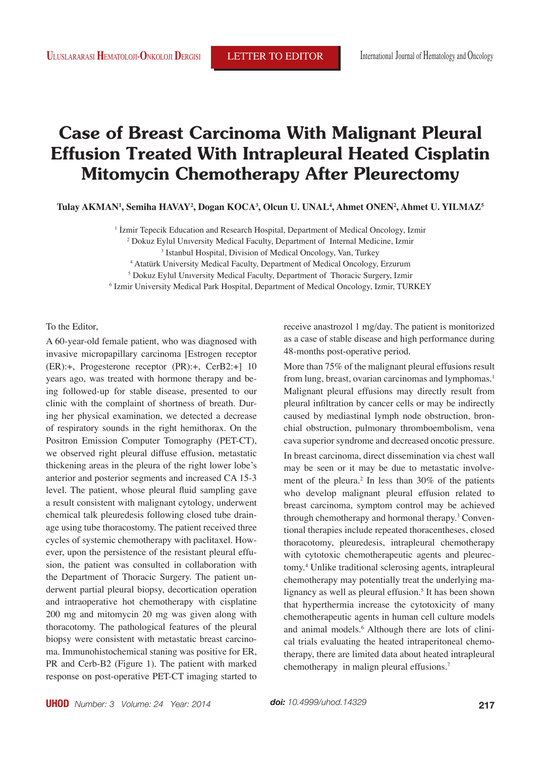# Case of Breast Carcinoma With Malignant Pleural Effusion Treated With Intrapleural Heated Cisplatin Mitomycin Chemotherapy After Pleurectomy

**Tulay AKMAN[1], Semiha HAVAY[2], Dogan KOCA[3], Olcun U. UNAL[4], Ahmet ONEN[2], Ahmet U. YILMAZ[5]**

[1] İzmir Tepecik Education and Research Hospital, Department of Medical Oncology, Izmir
[2] Dokuz Eylul Unıversity Medical Faculty, Department of Internal Medicine, Izmir
[3] Istanbul Hospital, Division of Medical Oncology, Van, Turkey
[4] Atatürk University Medical Faculty, Department of Medical Oncology, Erzurum
[5] Dokuz Eylul Unıversity Medical Faculty, Department of Thoracic Surgery, Izmir
[6] Izmir University Medical Park Hospital, Department of Medical Oncology, Izmir, TURKEY

To the Editor,

A 60-year-old female patient, who was diagnosed with invasive micropapillary carcinoma [Estrogen receptor (ER):+, Progesterone receptor (PR):+, CerB2:+] 10 years ago, was treated with hormone therapy and being followed-up for stable disease, presented to our clinic with the complaint of shortness of breath. During her physical examination, we detected a decrease of respiratory sounds in the right hemithorax. On the Positron Emission Computer Tomography (PET-CT), we observed right pleural diffuse effusion, metastatic thickening areas in the pleura of the right lower lobe's anterior and posterior segments and increased CA 15-3 level. The patient, whose pleural fluid sampling gave a result consistent with malignant cytology, underwent chemical talk pleuredesis following closed tube drainage using tube thoracostomy. The patient received three cycles of systemic chemotherapy with paclitaxel. However, upon the persistence of the resistant pleural effusion, the patient was consulted in collaboration with the Department of Thoracic Surgery. The patient underwent partial pleural biopsy, decortication operation and intraoperative hot chemotherapy with cisplatine 200 mg and mitomycin 20 mg was given along with thoracotomy. The pathological features of the pleural biopsy were consistent with metastatic breast carcinoma. Immunohistochemical staning was positive for ER, PR and Cerb-B2 (Figure 1). The patient with marked response on post-operative PET-CT imaging started to receive anastrozol 1 mg/day. The patient is monitorized as a case of stable disease and high performance during 48-months post-operative period.

More than 75% of the malignant pleural effusions result from lung, breast, ovarian carcinomas and lymphomas.[1] Malignant pleural effusions may directly result from pleural infiltration by cancer cells or may be indirectly caused by mediastinal lymph node obstruction, bronchial obstruction, pulmonary thromboembolism, vena cava superior syndrome and decreased oncotic pressure.

In breast carcinoma, direct dissemination via chest wall may be seen or it may be due to metastatic involvement of the pleura.[2] In less than 30% of the patients who develop malignant pleural effusion related to breast carcinoma, symptom control may be achieved through chemotherapy and hormonal therapy.[3] Conventional therapies include repeated thoracentheses, closed thoracotomy, pleuredesis, intrapleural chemotherapy with cytotoxic chemotherapeutic agents and pleurectomy.[4] Unlike traditional sclerosing agents, intrapleural chemotherapy may potentially treat the underlying malignancy as well as pleural effusion.[5] It has been shown that hyperthermia increase the cytotoxicity of many chemotherapeutic agents in human cell culture models and animal models.[6] Although there are lots of clinical trials evaluating the heated intraperitoneal chemotherapy, there are limited data about heated intrapleural chemotherapy in malign pleural effusions.[7]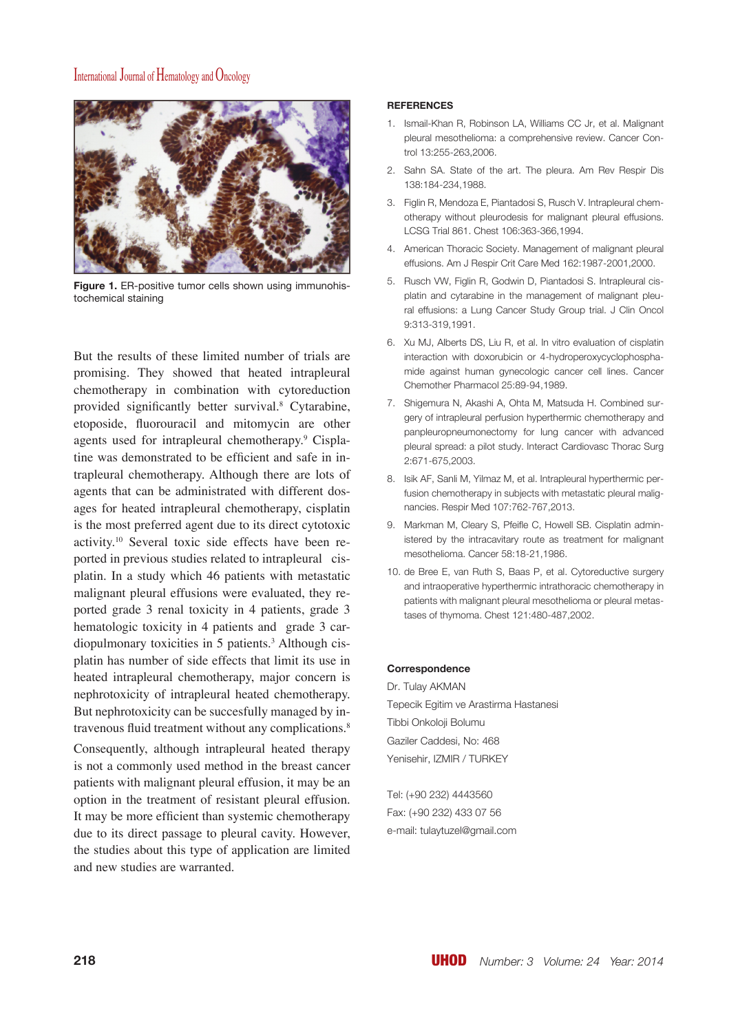Figure 1. ER-positive tumor cells shown using immunohistochemical staining

But the results of these limited number of trials are promising. They showed that heated intrapleural chemotherapy in combination with cytoreduction provided significantly better survival.[8] Cytarabine, etoposide, fluorouracil and mitomycin are other agents used for intrapleural chemotherapy.[9] Cisplatine was demonstrated to be efficient and safe in intrapleural chemotherapy. Although there are lots of agents that can be administrated with different dosages for heated intrapleural chemotherapy, cisplatin is the most preferred agent due to its direct cytotoxic activity.[10] Several toxic side effects have been reported in previous studies related to intrapleural cisplatin. In a study which 46 patients with metastatic malignant pleural effusions were evaluated, they reported grade 3 renal toxicity in 4 patients, grade 3 hematologic toxicity in 4 patients and grade 3 cardiopulmonary toxicities in 5 patients.[3] Although cisplatin has number of side effects that limit its use in heated intrapleural chemotherapy, major concern is nephrotoxicity of intrapleural heated chemotherapy. But nephrotoxicity can be succesfully managed by intravenous fluid treatment without any complications.[8]

Consequently, although intrapleural heated therapy is not a commonly used method in the breast cancer patients with malignant pleural effusion, it may be an option in the treatment of resistant pleural effusion. It may be more efficient than systemic chemotherapy due to its direct passage to pleural cavity. However, the studies about this type of application are limited and new studies are warranted.

## REFERENCES

1. Ismail-Khan R, Robinson LA, Williams CC Jr, et al. Malignant pleural mesothelioma: a comprehensive review. Cancer Control 13:255-263,2006.
2. Sahn SA. State of the art. The pleura. Am Rev Respir Dis 138:184-234,1988.
3. Figlin R, Mendoza E, Piantadosi S, Rusch V. Intrapleural chemotherapy without pleurodesis for malignant pleural effusions. LCSG Trial 861. Chest 106:363-366,1994.
4. American Thoracic Society. Management of malignant pleural effusions. Am J Respir Crit Care Med 162:1987-2001,2000.
5. Rusch VW, Figlin R, Godwin D, Piantadosi S. Intrapleural cisplatin and cytarabine in the management of malignant pleural effusions: a Lung Cancer Study Group trial. J Clin Oncol 9:313-319,1991.
6. Xu MJ, Alberts DS, Liu R, et al. In vitro evaluation of cisplatin interaction with doxorubicin or 4-hydroperoxycyclophosphamide against human gynecologic cancer cell lines. Cancer Chemother Pharmacol 25:89-94,1989.
7. Shigemura N, Akashi A, Ohta M, Matsuda H. Combined surgery of intrapleural perfusion hyperthermic chemotherapy and panpleuropneumonectomy for lung cancer with advanced pleural spread: a pilot study. Interact Cardiovasc Thorac Surg 2:671-675,2003.
8. Isik AF, Sanli M, Yilmaz M, et al. Intrapleural hyperthermic perfusion chemotherapy in subjects with metastatic pleural malignancies. Respir Med 107:762-767,2013.
9. Markman M, Cleary S, Pfeifle C, Howell SB. Cisplatin administered by the intracavitary route as treatment for malignant mesothelioma. Cancer 58:18-21,1986.
10. de Bree E, van Ruth S, Baas P, et al. Cytoreductive surgery and intraoperative hyperthermic intrathoracic chemotherapy in patients with malignant pleural mesothelioma or pleural metastases of thymoma. Chest 121:480-487,2002.

**Correspondence**

Dr. Tulay AKMAN
Tepecik Egitim ve Arastirma Hastanesi
Tibbi Onkoloji Bolumu
Gaziler Caddesi, No: 468
Yenisehir, IZMIR / TURKEY

Tel: (+90 232) 4443560
Fax: (+90 232) 433 07 56
e-mail: tulaytuzel@gmail.com